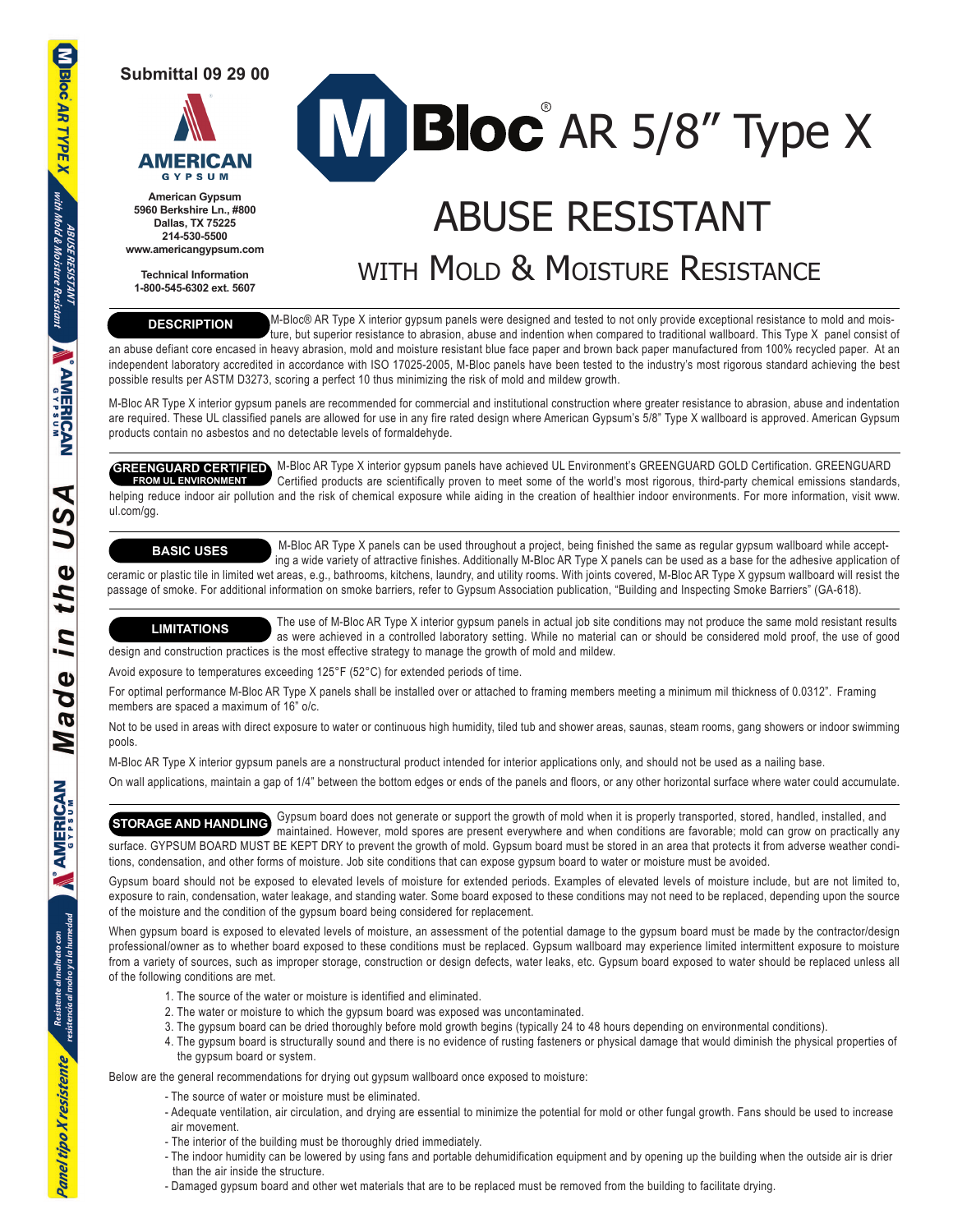**Submittal 09 29 00**

**American Gypsum**
**5960 Berkshire Ln., #800**
**Dallas, TX 75225**
**214-530-5500**
**www.americangypsum.com**

**Technical Information**
**1-800-545-6302 ext. 5607**

# M-Bloc® AR 5/8" Type X

# ABUSE RESISTANT

## WITH MOLD & MOISTURE RESISTANCE

### DESCRIPTION

M-Bloc® AR Type X interior gypsum panels were designed and tested to not only provide exceptional resistance to mold and moisture, but superior resistance to abrasion, abuse and indention when compared to traditional wallboard. This Type X panel consist of an abuse defiant core encased in heavy abrasion, mold and moisture resistant blue face paper and brown back paper manufactured from 100% recycled paper. At an independent laboratory accredited in accordance with ISO 17025-2005, M-Bloc panels have been tested to the industry's most rigorous standard achieving the best possible results per ASTM D3273, scoring a perfect 10 thus minimizing the risk of mold and mildew growth.

M-Bloc AR Type X interior gypsum panels are recommended for commercial and institutional construction where greater resistance to abrasion, abuse and indentation are required. These UL classified panels are allowed for use in any fire rated design where American Gypsum's 5/8" Type X wallboard is approved. American Gypsum products contain no asbestos and no detectable levels of formaldehyde.

### GREENGUARD CERTIFIED FROM UL ENVIRONMENT

M-Bloc AR Type X interior gypsum panels have achieved UL Environment's GREENGUARD GOLD Certification. GREENGUARD Certified products are scientifically proven to meet some of the world's most rigorous, third-party chemical emissions standards, helping reduce indoor air pollution and the risk of chemical exposure while aiding in the creation of healthier indoor environments. For more information, visit www.ul.com/gg.

### BASIC USES

M-Bloc AR Type X panels can be used throughout a project, being finished the same as regular gypsum wallboard while accepting a wide variety of attractive finishes. Additionally M-Bloc AR Type X panels can be used as a base for the adhesive application of ceramic or plastic tile in limited wet areas, e.g., bathrooms, kitchens, laundry, and utility rooms. With joints covered, M-Bloc AR Type X gypsum wallboard will resist the passage of smoke. For additional information on smoke barriers, refer to Gypsum Association publication, "Building and Inspecting Smoke Barriers" (GA-618).

### LIMITATIONS

The use of M-Bloc AR Type X interior gypsum panels in actual job site conditions may not produce the same mold resistant results as were achieved in a controlled laboratory setting. While no material can or should be considered mold proof, the use of good design and construction practices is the most effective strategy to manage the growth of mold and mildew.

Avoid exposure to temperatures exceeding 125°F (52°C) for extended periods of time.

For optimal performance M-Bloc AR Type X panels shall be installed over or attached to framing members meeting a minimum mil thickness of 0.0312". Framing members are spaced a maximum of 16" o/c.

Not to be used in areas with direct exposure to water or continuous high humidity, tiled tub and shower areas, saunas, steam rooms, gang showers or indoor swimming pools.

M-Bloc AR Type X interior gypsum panels are a nonstructural product intended for interior applications only, and should not be used as a nailing base.

On wall applications, maintain a gap of 1/4" between the bottom edges or ends of the panels and floors, or any other horizontal surface where water could accumulate.

### STORAGE AND HANDLING

Gypsum board does not generate or support the growth of mold when it is properly transported, stored, handled, installed, and maintained. However, mold spores are present everywhere and when conditions are favorable; mold can grow on practically any surface. GYPSUM BOARD MUST BE KEPT DRY to prevent the growth of mold. Gypsum board must be stored in an area that protects it from adverse weather conditions, condensation, and other forms of moisture. Job site conditions that can expose gypsum board to water or moisture must be avoided.

Gypsum board should not be exposed to elevated levels of moisture for extended periods. Examples of elevated levels of moisture include, but are not limited to, exposure to rain, condensation, water leakage, and standing water. Some board exposed to these conditions may not need to be replaced, depending upon the source of the moisture and the condition of the gypsum board being considered for replacement.

When gypsum board is exposed to elevated levels of moisture, an assessment of the potential damage to the gypsum board must be made by the contractor/design professional/owner as to whether board exposed to these conditions must be replaced. Gypsum wallboard may experience limited intermittent exposure to moisture from a variety of sources, such as improper storage, construction or design defects, water leaks, etc. Gypsum board exposed to water should be replaced unless all of the following conditions are met.

1. The source of the water or moisture is identified and eliminated.
2. The water or moisture to which the gypsum board was exposed was uncontaminated.
3. The gypsum board can be dried thoroughly before mold growth begins (typically 24 to 48 hours depending on environmental conditions).
4. The gypsum board is structurally sound and there is no evidence of rusting fasteners or physical damage that would diminish the physical properties of the gypsum board or system.

Below are the general recommendations for drying out gypsum wallboard once exposed to moisture:

- The source of water or moisture must be eliminated.
- Adequate ventilation, air circulation, and drying are essential to minimize the potential for mold or other fungal growth. Fans should be used to increase air movement.
- The interior of the building must be thoroughly dried immediately.
- The indoor humidity can be lowered by using fans and portable dehumidification equipment and by opening up the building when the outside air is drier than the air inside the structure.
- Damaged gypsum board and other wet materials that are to be replaced must be removed from the building to facilitate drying.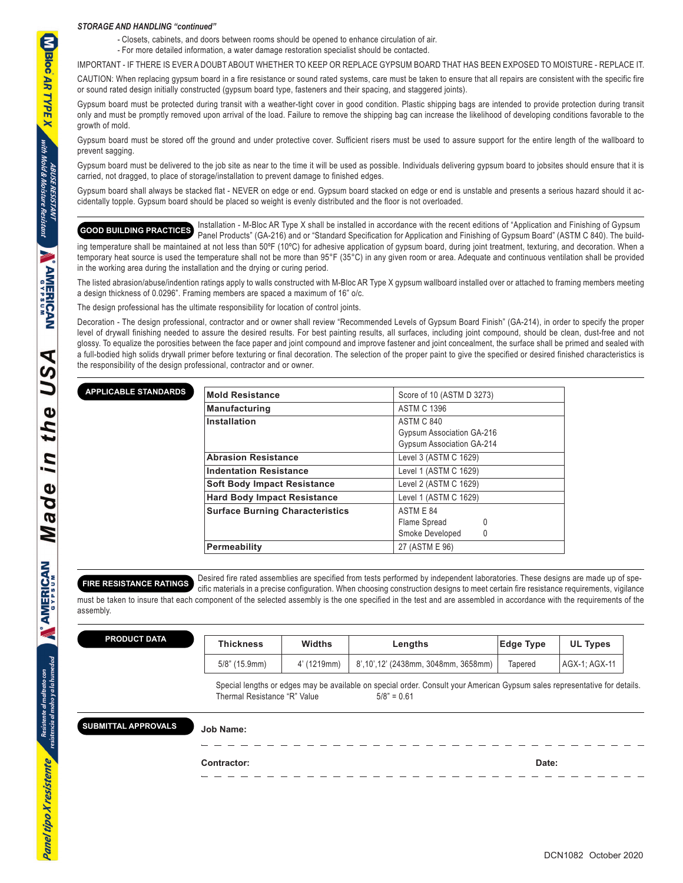*STORAGE AND HANDLING "continued"*

- Closets, cabinets, and doors between rooms should be opened to enhance circulation of air.
- For more detailed information, a water damage restoration specialist should be contacted.

IMPORTANT - IF THERE IS EVER A DOUBT ABOUT WHETHER TO KEEP OR REPLACE GYPSUM BOARD THAT HAS BEEN EXPOSED TO MOISTURE - REPLACE IT.

CAUTION: When replacing gypsum board in a fire resistance or sound rated systems, care must be taken to ensure that all repairs are consistent with the specific fire or sound rated design initially constructed (gypsum board type, fasteners and their spacing, and staggered joints).

Gypsum board must be protected during transit with a weather-tight cover in good condition. Plastic shipping bags are intended to provide protection during transit only and must be promptly removed upon arrival of the load. Failure to remove the shipping bag can increase the likelihood of developing conditions favorable to the growth of mold.

Gypsum board must be stored off the ground and under protective cover. Sufficient risers must be used to assure support for the entire length of the wallboard to prevent sagging.

Gypsum board must be delivered to the job site as near to the time it will be used as possible. Individuals delivering gypsum board to jobsites should ensure that it is carried, not dragged, to place of storage/installation to prevent damage to finished edges.

Gypsum board shall always be stacked flat - NEVER on edge or end. Gypsum board stacked on edge or end is unstable and presents a serious hazard should it accidentally topple. Gypsum board should be placed so weight is evenly distributed and the floor is not overloaded.

## GOOD BUILDING PRACTICES

Installation - M-Bloc AR Type X shall be installed in accordance with the recent editions of "Application and Finishing of Gypsum Panel Products" (GA-216) and or "Standard Specification for Application and Finishing of Gypsum Board" (ASTM C 840). The building temperature shall be maintained at not less than 50ºF (10ºC) for adhesive application of gypsum board, during joint treatment, texturing, and decoration. When a temporary heat source is used the temperature shall not be more than 95°F (35°C) in any given room or area. Adequate and continuous ventilation shall be provided in the working area during the installation and the drying or curing period.

The listed abrasion/abuse/indention ratings apply to walls constructed with M-Bloc AR Type X gypsum wallboard installed over or attached to framing members meeting a design thickness of 0.0296". Framing members are spaced a maximum of 16" o/c.

The design professional has the ultimate responsibility for location of control joints.

Decoration - The design professional, contractor and or owner shall review "Recommended Levels of Gypsum Board Finish" (GA-214), in order to specify the proper level of drywall finishing needed to assure the desired results. For best painting results, all surfaces, including joint compound, should be clean, dust-free and not glossy. To equalize the porosities between the face paper and joint compound and improve fastener and joint concealment, the surface shall be primed and sealed with a full-bodied high solids drywall primer before texturing or final decoration. The selection of the proper paint to give the specified or desired finished characteristics is the responsibility of the design professional, contractor and or owner.

## APPLICABLE STANDARDS

| | |
|---|---|
| **Mold Resistance** | Score of 10 (ASTM D 3273) |
| **Manufacturing** | ASTM C 1396 |
| **Installation** | ASTM C 840<br>Gypsum Association GA-216<br>Gypsum Association GA-214 |
| **Abrasion Resistance** | Level 3 (ASTM C 1629) |
| **Indentation Resistance** | Level 1 (ASTM C 1629) |
| **Soft Body Impact Resistance** | Level 2 (ASTM C 1629) |
| **Hard Body Impact Resistance** | Level 1 (ASTM C 1629) |
| **Surface Burning Characteristics** | ASTM E 84<br>Flame Spread 0<br>Smoke Developed 0 |
| **Permeability** | 27 (ASTM E 96) |

## FIRE RESISTANCE RATINGS

Desired fire rated assemblies are specified from tests performed by independent laboratories. These designs are made up of specific materials in a precise configuration. When choosing construction designs to meet certain fire resistance requirements, vigilance must be taken to insure that each component of the selected assembly is the one specified in the test and are assembled in accordance with the requirements of the assembly.

## PRODUCT DATA

| Thickness | Widths | Lengths | Edge Type | UL Types |
|---|---|---|---|---|
| 5/8" (15.9mm) | 4' (1219mm) | 8',10',12' (2438mm, 3048mm, 3658mm) | Tapered | AGX-1; AGX-11 |

Special lengths or edges may be available on special order. Consult your American Gypsum sales representative for details.
Thermal Resistance "R" Value 5/8" = 0.61

## SUBMITTAL APPROVALS

**Job Name:**

**Contractor:** **Date:**

DCN1082 October 2020